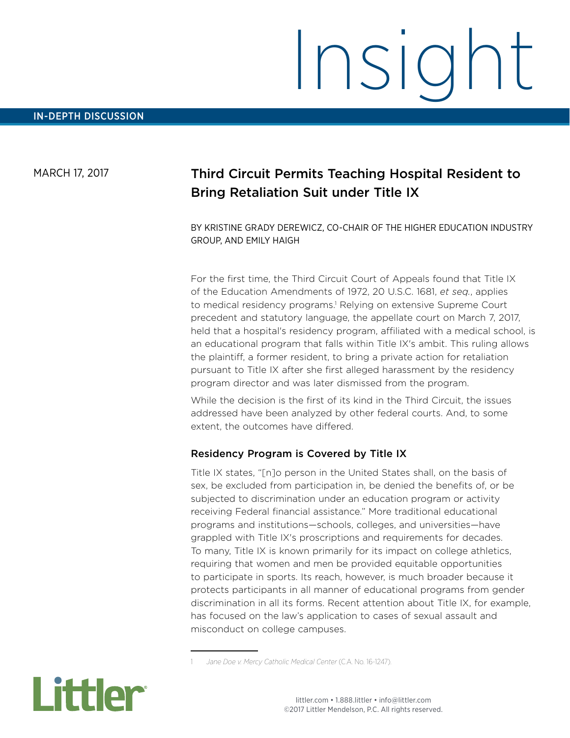# Insight

IN-DEPTH DISCUSSION

MARCH 17, 2017

## Third Circuit Permits Teaching Hospital Resident to Bring Retaliation Suit under Title IX

BY KRISTINE GRADY DEREWICZ, CO-CHAIR OF THE HIGHER EDUCATION INDUSTRY GROUP, AND EMILY HAIGH

For the first time, the Third Circuit Court of Appeals found that Title IX of the Education Amendments of 1972, 20 U.S.C. 1681, *et seq.*, applies to medical residency programs.[1] Relying on extensive Supreme Court precedent and statutory language, the appellate court on March 7, 2017, held that a hospital's residency program, affiliated with a medical school, is an educational program that falls within Title IX's ambit. This ruling allows the plaintiff, a former resident, to bring a private action for retaliation pursuant to Title IX after she first alleged harassment by the residency program director and was later dismissed from the program.

While the decision is the first of its kind in the Third Circuit, the issues addressed have been analyzed by other federal courts. And, to some extent, the outcomes have differed.

### Residency Program is Covered by Title IX

Title IX states, "[n]o person in the United States shall, on the basis of sex, be excluded from participation in, be denied the benefits of, or be subjected to discrimination under an education program or activity receiving Federal financial assistance." More traditional educational programs and institutions—schools, colleges, and universities—have grappled with Title IX's proscriptions and requirements for decades. To many, Title IX is known primarily for its impact on college athletics, requiring that women and men be provided equitable opportunities to participate in sports. Its reach, however, is much broader because it protects participants in all manner of educational programs from gender discrimination in all its forms. Recent attention about Title IX, for example, has focused on the law's application to cases of sexual assault and misconduct on college campuses.

---

1 *Jane Doe v. Mercy Catholic Medical Center* (C.A. No. 16-1247).

Littler

littler.com • 1.888.littler • info@littler.com
©2017 Littler Mendelson, P.C. All rights reserved.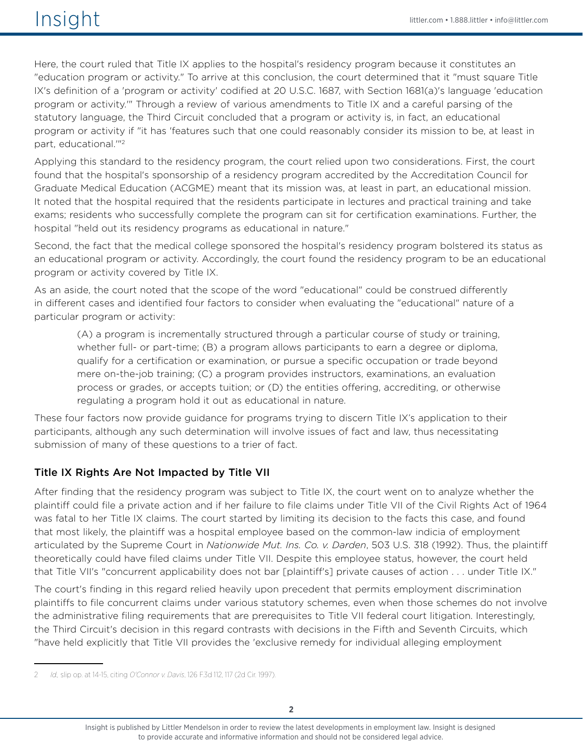Here, the court ruled that Title IX applies to the hospital's residency program because it constitutes an "education program or activity." To arrive at this conclusion, the court determined that it "must square Title IX's definition of a 'program or activity' codified at 20 U.S.C. 1687, with Section 1681(a)'s language 'education program or activity.'" Through a review of various amendments to Title IX and a careful parsing of the statutory language, the Third Circuit concluded that a program or activity is, in fact, an educational program or activity if "it has 'features such that one could reasonably consider its mission to be, at least in part, educational.'"[2]

Applying this standard to the residency program, the court relied upon two considerations. First, the court found that the hospital's sponsorship of a residency program accredited by the Accreditation Council for Graduate Medical Education (ACGME) meant that its mission was, at least in part, an educational mission. It noted that the hospital required that the residents participate in lectures and practical training and take exams; residents who successfully complete the program can sit for certification examinations. Further, the hospital "held out its residency programs as educational in nature."

Second, the fact that the medical college sponsored the hospital's residency program bolstered its status as an educational program or activity. Accordingly, the court found the residency program to be an educational program or activity covered by Title IX.

As an aside, the court noted that the scope of the word "educational" could be construed differently in different cases and identified four factors to consider when evaluating the "educational" nature of a particular program or activity:

> (A) a program is incrementally structured through a particular course of study or training, whether full- or part-time; (B) a program allows participants to earn a degree or diploma, qualify for a certification or examination, or pursue a specific occupation or trade beyond mere on-the-job training; (C) a program provides instructors, examinations, an evaluation process or grades, or accepts tuition; or (D) the entities offering, accrediting, or otherwise regulating a program hold it out as educational in nature.

These four factors now provide guidance for programs trying to discern Title IX's application to their participants, although any such determination will involve issues of fact and law, thus necessitating submission of many of these questions to a trier of fact.

## Title IX Rights Are Not Impacted by Title VII

After finding that the residency program was subject to Title IX, the court went on to analyze whether the plaintiff could file a private action and if her failure to file claims under Title VII of the Civil Rights Act of 1964 was fatal to her Title IX claims. The court started by limiting its decision to the facts this case, and found that most likely, the plaintiff was a hospital employee based on the common-law indicia of employment articulated by the Supreme Court in *Nationwide Mut. Ins. Co. v. Darden*, 503 U.S. 318 (1992). Thus, the plaintiff theoretically could have filed claims under Title VII. Despite this employee status, however, the court held that Title VII's "concurrent applicability does not bar [plaintiff's] private causes of action . . . under Title IX."

The court's finding in this regard relied heavily upon precedent that permits employment discrimination plaintiffs to file concurrent claims under various statutory schemes, even when those schemes do not involve the administrative filing requirements that are prerequisites to Title VII federal court litigation. Interestingly, the Third Circuit's decision in this regard contrasts with decisions in the Fifth and Seventh Circuits, which "have held explicitly that Title VII provides the 'exclusive remedy for individual alleging employment

---

2 *Id.*, slip op. at 14-15, citing *O'Connor v. Davis*, 126 F.3d 112, 117 (2d Cir. 1997).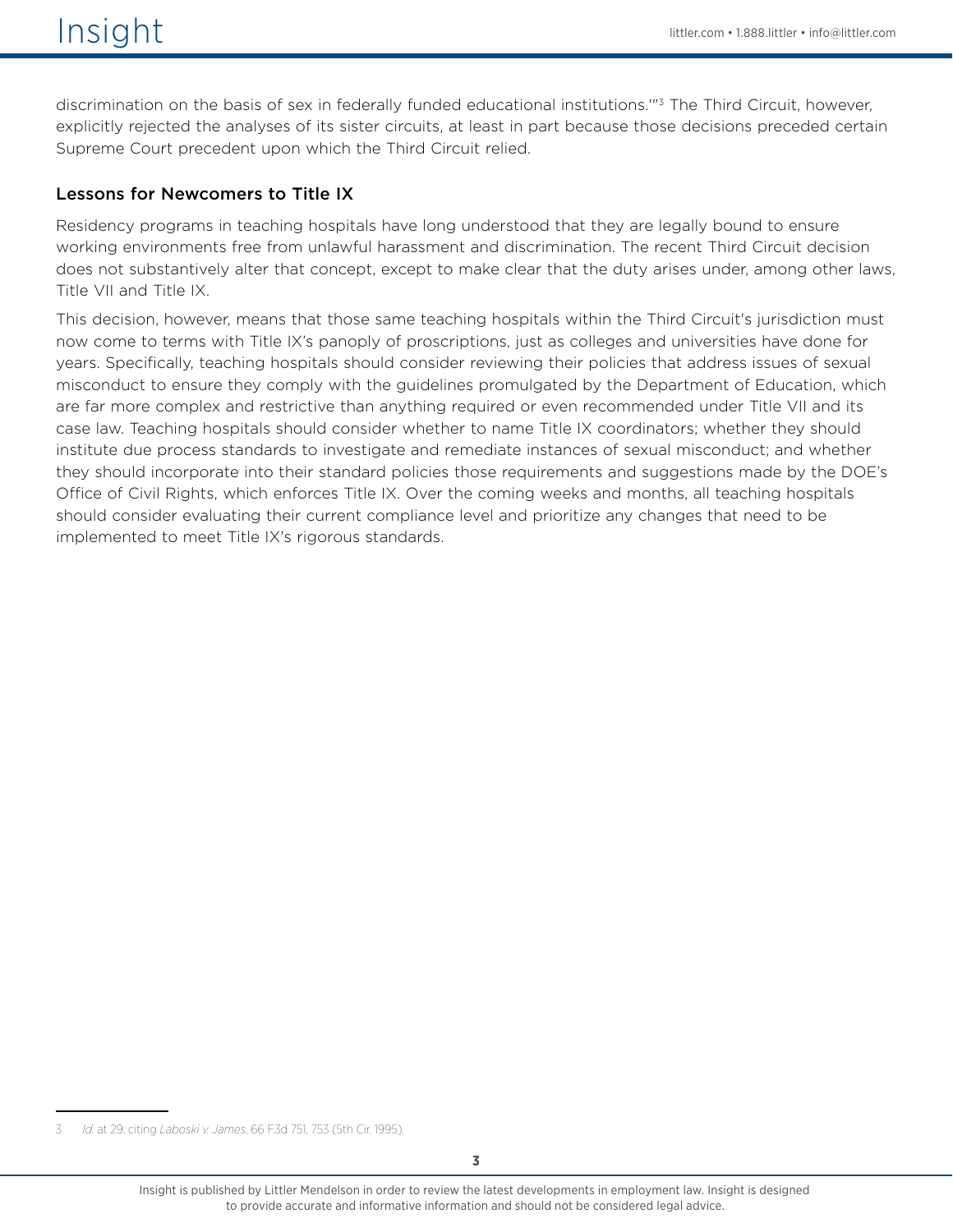discrimination on the basis of sex in federally funded educational institutions.'"[3] The Third Circuit, however, explicitly rejected the analyses of its sister circuits, at least in part because those decisions preceded certain Supreme Court precedent upon which the Third Circuit relied.

## Lessons for Newcomers to Title IX

Residency programs in teaching hospitals have long understood that they are legally bound to ensure working environments free from unlawful harassment and discrimination. The recent Third Circuit decision does not substantively alter that concept, except to make clear that the duty arises under, among other laws, Title VII and Title IX.

This decision, however, means that those same teaching hospitals within the Third Circuit's jurisdiction must now come to terms with Title IX's panoply of proscriptions, just as colleges and universities have done for years. Specifically, teaching hospitals should consider reviewing their policies that address issues of sexual misconduct to ensure they comply with the guidelines promulgated by the Department of Education, which are far more complex and restrictive than anything required or even recommended under Title VII and its case law. Teaching hospitals should consider whether to name Title IX coordinators; whether they should institute due process standards to investigate and remediate instances of sexual misconduct; and whether they should incorporate into their standard policies those requirements and suggestions made by the DOE's Office of Civil Rights, which enforces Title IX. Over the coming weeks and months, all teaching hospitals should consider evaluating their current compliance level and prioritize any changes that need to be implemented to meet Title IX's rigorous standards.

---

3 *Id.* at 29; citing *Laboski v. James*, 66 F.3d 751, 753 (5th Cir. 1995).

Insight is published by Littler Mendelson in order to review the latest developments in employment law. Insight is designed to provide accurate and informative information and should not be considered legal advice.